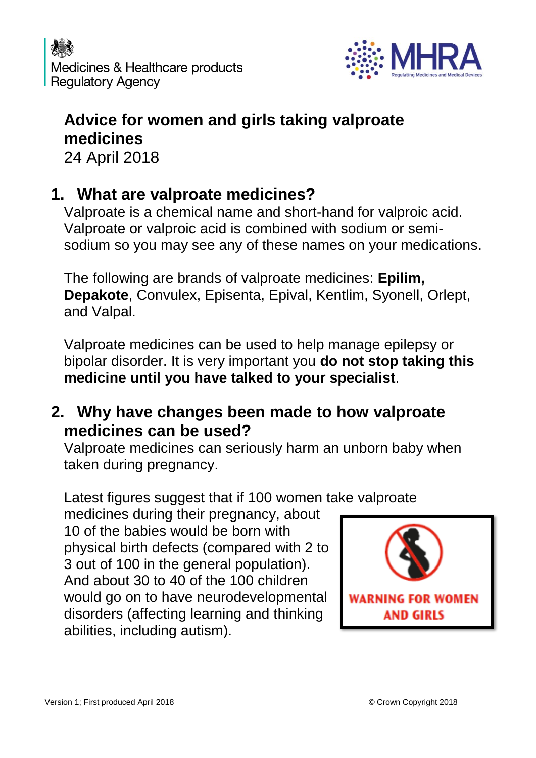Medicines & Healthcare products Regulatory Agency

MHRA — Regulating Medicines and Medical Devices

# Advice for women and girls taking valproate medicines

24 April 2018

## 1. What are valproate medicines?

Valproate is a chemical name and short-hand for valproic acid. Valproate or valproic acid is combined with sodium or semi-sodium so you may see any of these names on your medications.

The following are brands of valproate medicines: **Epilim, Depakote**, Convulex, Episenta, Epival, Kentlim, Syonell, Orlept, and Valpal.

Valproate medicines can be used to help manage epilepsy or bipolar disorder. It is very important you **do not stop taking this medicine until you have talked to your specialist**.

## 2. Why have changes been made to how valproate medicines can be used?

Valproate medicines can seriously harm an unborn baby when taken during pregnancy.

Latest figures suggest that if 100 women take valproate medicines during their pregnancy, about 10 of the babies would be born with physical birth defects (compared with 2 to 3 out of 100 in the general population). And about 30 to 40 of the 100 children would go on to have neurodevelopmental disorders (affecting learning and thinking abilities, including autism).

WARNING FOR WOMEN AND GIRLS

Version 1; First produced April 2018

© Crown Copyright 2018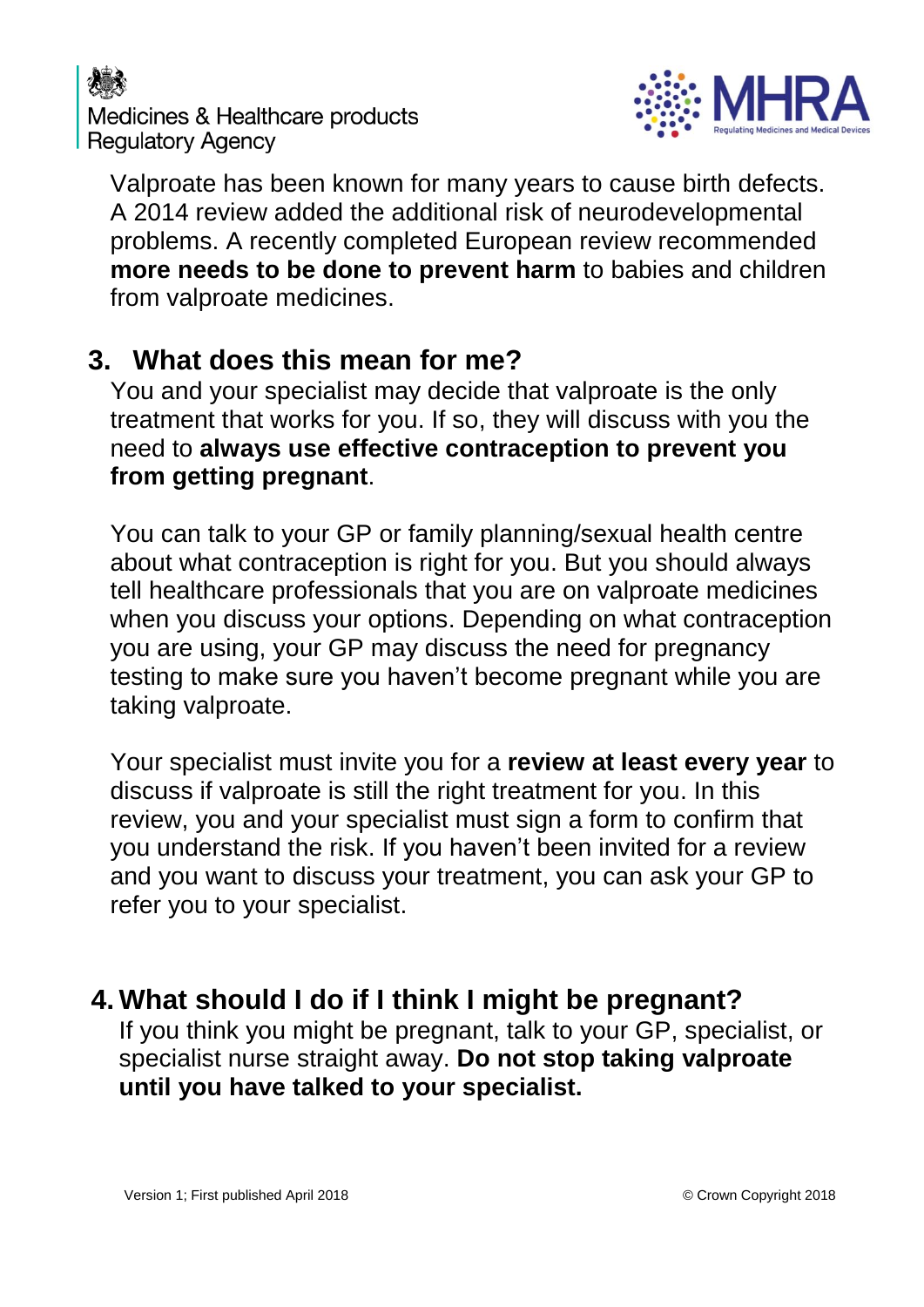Valproate has been known for many years to cause birth defects. A 2014 review added the additional risk of neurodevelopmental problems. A recently completed European review recommended **more needs to be done to prevent harm** to babies and children from valproate medicines.

## 3. What does this mean for me?

You and your specialist may decide that valproate is the only treatment that works for you. If so, they will discuss with you the need to **always use effective contraception to prevent you from getting pregnant**.

You can talk to your GP or family planning/sexual health centre about what contraception is right for you. But you should always tell healthcare professionals that you are on valproate medicines when you discuss your options. Depending on what contraception you are using, your GP may discuss the need for pregnancy testing to make sure you haven't become pregnant while you are taking valproate.

Your specialist must invite you for a **review at least every year** to discuss if valproate is still the right treatment for you. In this review, you and your specialist must sign a form to confirm that you understand the risk. If you haven't been invited for a review and you want to discuss your treatment, you can ask your GP to refer you to your specialist.

## 4. What should I do if I think I might be pregnant?

If you think you might be pregnant, talk to your GP, specialist, or specialist nurse straight away. **Do not stop taking valproate until you have talked to your specialist.**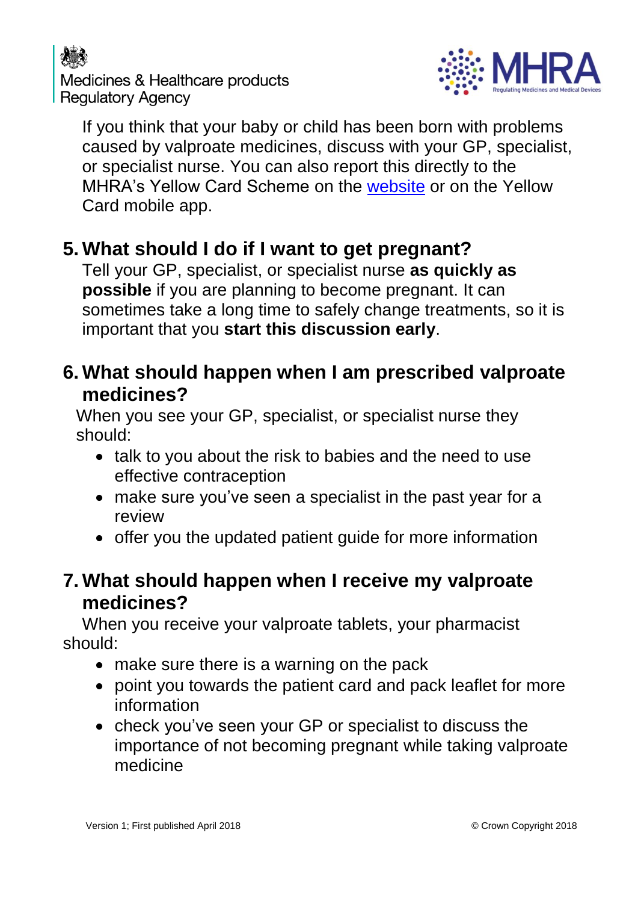If you think that your baby or child has been born with problems caused by valproate medicines, discuss with your GP, specialist, or specialist nurse. You can also report this directly to the MHRA's Yellow Card Scheme on the website or on the Yellow Card mobile app.

## 5. What should I do if I want to get pregnant?

Tell your GP, specialist, or specialist nurse **as quickly as possible** if you are planning to become pregnant. It can sometimes take a long time to safely change treatments, so it is important that you **start this discussion early**.

## 6. What should happen when I am prescribed valproate medicines?

When you see your GP, specialist, or specialist nurse they should:

- talk to you about the risk to babies and the need to use effective contraception
- make sure you've seen a specialist in the past year for a review
- offer you the updated patient guide for more information

## 7. What should happen when I receive my valproate medicines?

When you receive your valproate tablets, your pharmacist should:

- make sure there is a warning on the pack
- point you towards the patient card and pack leaflet for more information
- check you've seen your GP or specialist to discuss the importance of not becoming pregnant while taking valproate medicine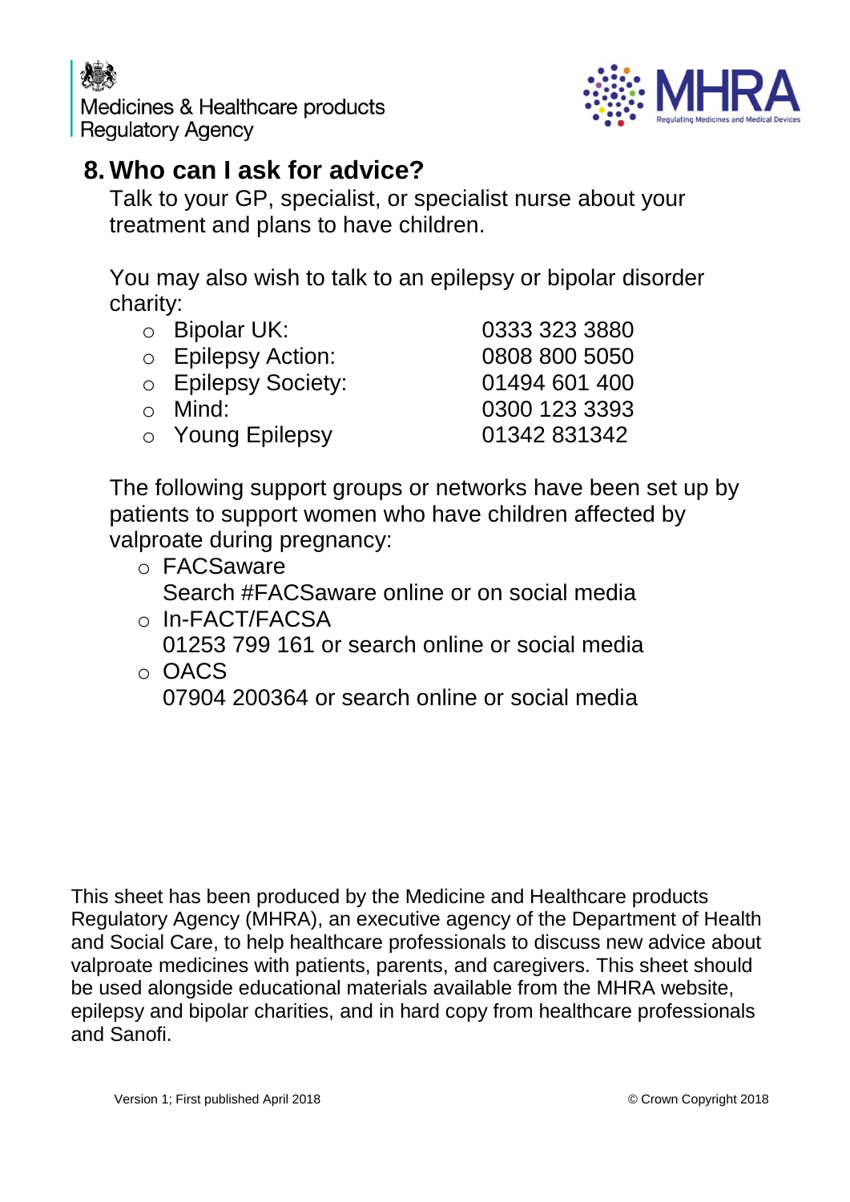Medicines & Healthcare products Regulatory Agency

MHRA
Regulating Medicines and Medical Devices

## 8. Who can I ask for advice?

Talk to your GP, specialist, or specialist nurse about your treatment and plans to have children.

You may also wish to talk to an epilepsy or bipolar disorder charity:

| | |
|---|---|
| Bipolar UK: | 0333 323 3880 |
| Epilepsy Action: | 0808 800 5050 |
| Epilepsy Society: | 01494 601 400 |
| Mind: | 0300 123 3393 |
| Young Epilepsy | 01342 831342 |

The following support groups or networks have been set up by patients to support women who have children affected by valproate during pregnancy:

- FACSaware
  Search #FACSaware online or on social media
- In-FACT/FACSA
  01253 799 161 or search online or social media
- OACS
  07904 200364 or search online or social media

This sheet has been produced by the Medicine and Healthcare products Regulatory Agency (MHRA), an executive agency of the Department of Health and Social Care, to help healthcare professionals to discuss new advice about valproate medicines with patients, parents, and caregivers. This sheet should be used alongside educational materials available from the MHRA website, epilepsy and bipolar charities, and in hard copy from healthcare professionals and Sanofi.

Version 1; First published April 2018

© Crown Copyright 2018